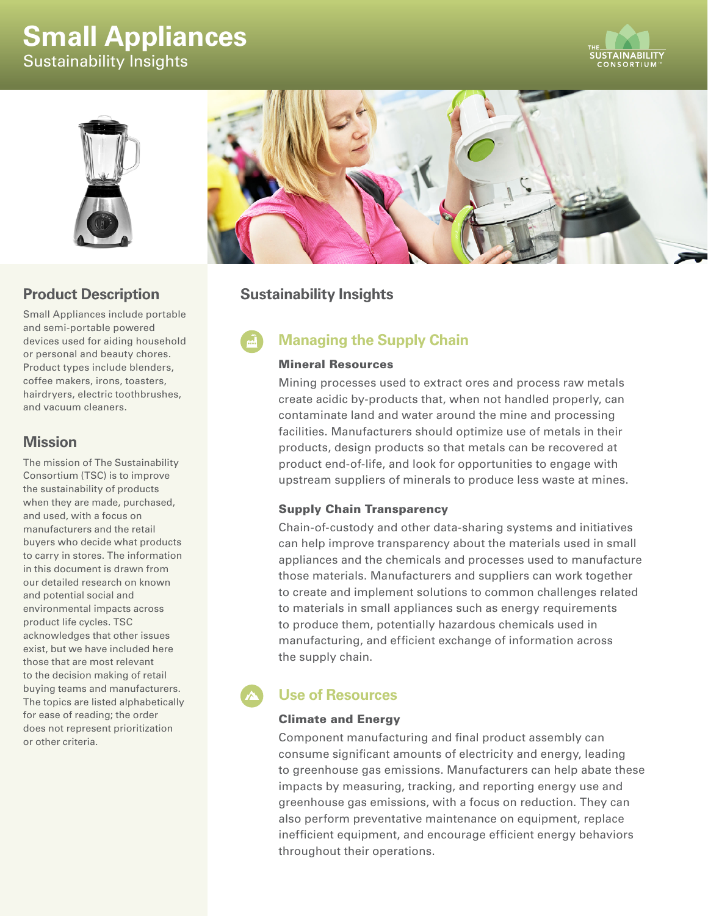# Small Appliances

Sustainability Insights

## Product Description

Small Appliances include portable and semi-portable powered devices used for aiding household or personal and beauty chores. Product types include blenders, coffee makers, irons, toasters, hairdryers, electric toothbrushes, and vacuum cleaners.

## Mission

The mission of The Sustainability Consortium (TSC) is to improve the sustainability of products when they are made, purchased, and used, with a focus on manufacturers and the retail buyers who decide what products to carry in stores. The information in this document is drawn from our detailed research on known and potential social and environmental impacts across product life cycles. TSC acknowledges that other issues exist, but we have included here those that are most relevant to the decision making of retail buying teams and manufacturers. The topics are listed alphabetically for ease of reading; the order does not represent prioritization or other criteria.

## Sustainability Insights

### Managing the Supply Chain

#### Mineral Resources

Mining processes used to extract ores and process raw metals create acidic by-products that, when not handled properly, can contaminate land and water around the mine and processing facilities. Manufacturers should optimize use of metals in their products, design products so that metals can be recovered at product end-of-life, and look for opportunities to engage with upstream suppliers of minerals to produce less waste at mines.

#### Supply Chain Transparency

Chain-of-custody and other data-sharing systems and initiatives can help improve transparency about the materials used in small appliances and the chemicals and processes used to manufacture those materials. Manufacturers and suppliers can work together to create and implement solutions to common challenges related to materials in small appliances such as energy requirements to produce them, potentially hazardous chemicals used in manufacturing, and efficient exchange of information across the supply chain.

### Use of Resources

#### Climate and Energy

Component manufacturing and final product assembly can consume significant amounts of electricity and energy, leading to greenhouse gas emissions. Manufacturers can help abate these impacts by measuring, tracking, and reporting energy use and greenhouse gas emissions, with a focus on reduction. They can also perform preventative maintenance on equipment, replace inefficient equipment, and encourage efficient energy behaviors throughout their operations.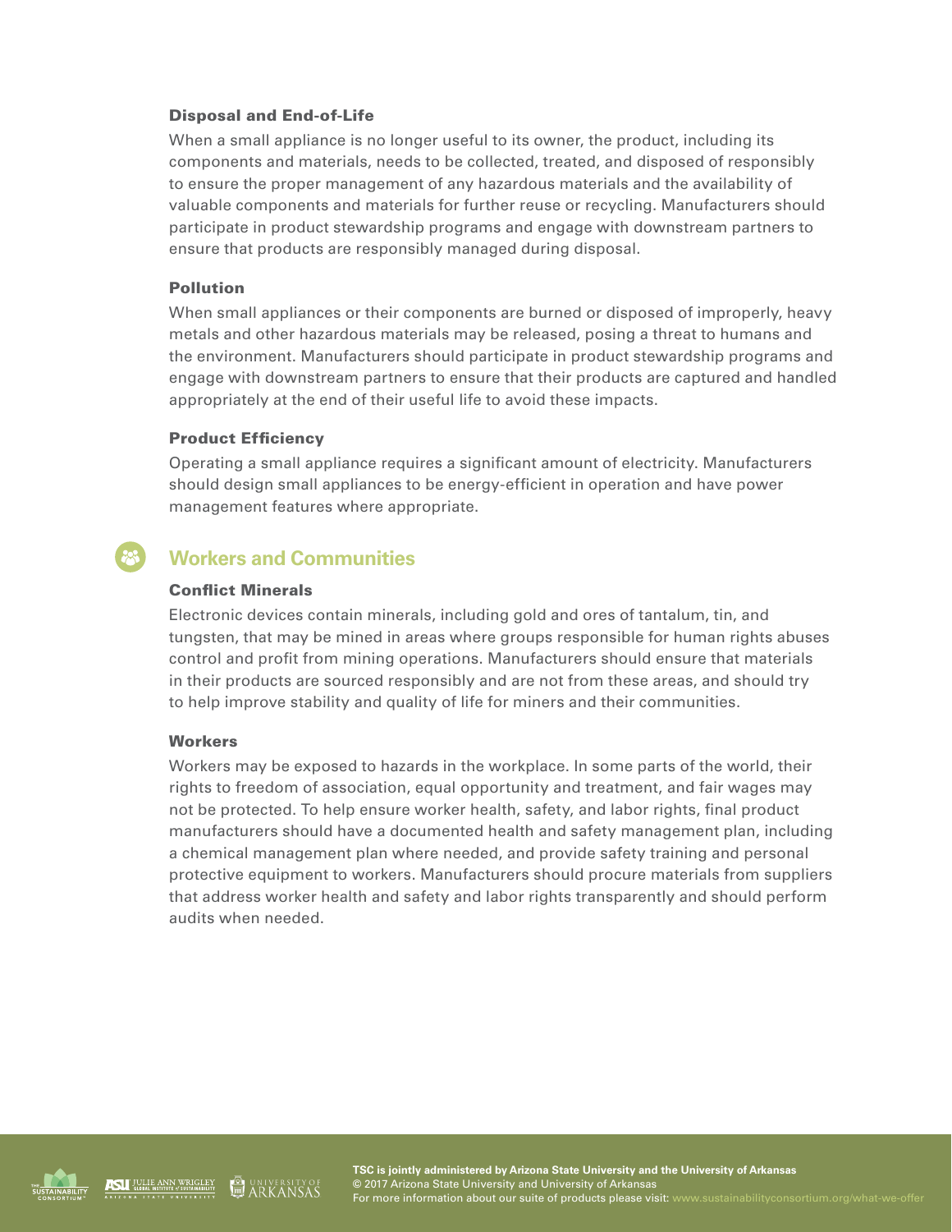### Disposal and End-of-Life

When a small appliance is no longer useful to its owner, the product, including its components and materials, needs to be collected, treated, and disposed of responsibly to ensure the proper management of any hazardous materials and the availability of valuable components and materials for further reuse or recycling. Manufacturers should participate in product stewardship programs and engage with downstream partners to ensure that products are responsibly managed during disposal.

### Pollution

When small appliances or their components are burned or disposed of improperly, heavy metals and other hazardous materials may be released, posing a threat to humans and the environment. Manufacturers should participate in product stewardship programs and engage with downstream partners to ensure that their products are captured and handled appropriately at the end of their useful life to avoid these impacts.

### Product Efficiency

Operating a small appliance requires a significant amount of electricity. Manufacturers should design small appliances to be energy-efficient in operation and have power management features where appropriate.

## Workers and Communities

### Conflict Minerals

Electronic devices contain minerals, including gold and ores of tantalum, tin, and tungsten, that may be mined in areas where groups responsible for human rights abuses control and profit from mining operations. Manufacturers should ensure that materials in their products are sourced responsibly and are not from these areas, and should try to help improve stability and quality of life for miners and their communities.

### Workers

Workers may be exposed to hazards in the workplace. In some parts of the world, their rights to freedom of association, equal opportunity and treatment, and fair wages may not be protected. To help ensure worker health, safety, and labor rights, final product manufacturers should have a documented health and safety management plan, including a chemical management plan where needed, and provide safety training and personal protective equipment to workers. Manufacturers should procure materials from suppliers that address worker health and safety and labor rights transparently and should perform audits when needed.

**TSC is jointly administered by Arizona State University and the University of Arkansas**
© 2017 Arizona State University and University of Arkansas
For more information about our suite of products please visit: www.sustainabilityconsortium.org/what-we-offer